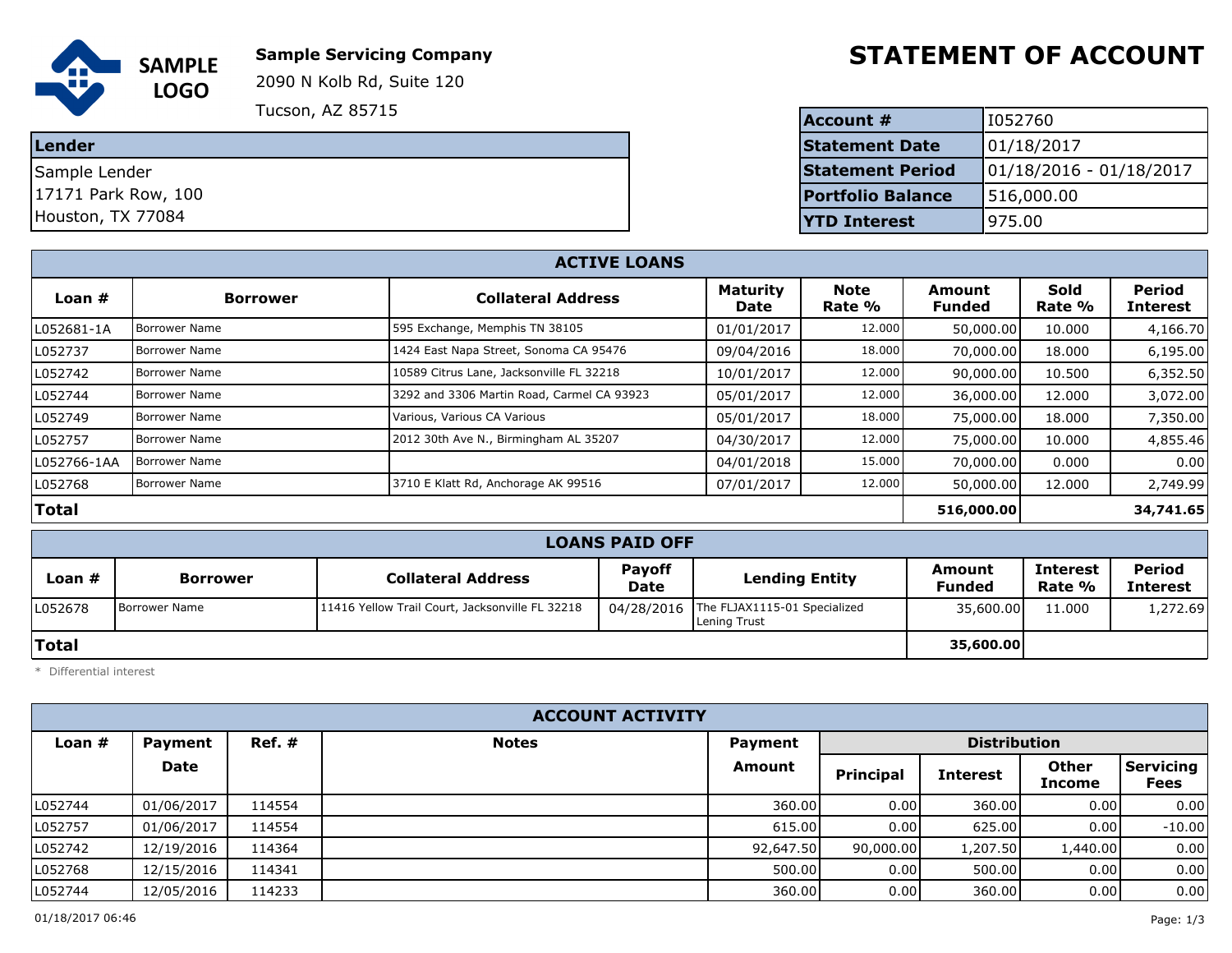**SAMPLE LOGO**

**Sample Servicing Company**
2090 N Kolb Rd, Suite 120
Tucson, AZ 85715

# STATEMENT OF ACCOUNT

| | |
|---|---|
| **Account #** | I052760 |
| **Statement Date** | 01/18/2017 |
| **Statement Period** | 01/18/2016 - 01/18/2017 |
| **Portfolio Balance** | 516,000.00 |
| **YTD Interest** | 975.00 |

| **Lender** |
|---|
| Sample Lender<br>17171 Park Row, 100<br>Houston, TX 77084 |

## ACTIVE LOANS

| Loan # | Borrower | Collateral Address | Maturity Date | Note Rate % | Amount Funded | Sold Rate % | Period Interest |
|---|---|---|---|---|---|---|---|
| L052681-1A | Borrower Name | 595 Exchange, Memphis TN 38105 | 01/01/2017 | 12.000 | 50,000.00 | 10.000 | 4,166.70 |
| L052737 | Borrower Name | 1424 East Napa Street, Sonoma CA 95476 | 09/04/2016 | 18.000 | 70,000.00 | 18.000 | 6,195.00 |
| L052742 | Borrower Name | 10589 Citrus Lane, Jacksonville FL 32218 | 10/01/2017 | 12.000 | 90,000.00 | 10.500 | 6,352.50 |
| L052744 | Borrower Name | 3292 and 3306 Martin Road, Carmel CA 93923 | 05/01/2017 | 12.000 | 36,000.00 | 12.000 | 3,072.00 |
| L052749 | Borrower Name | Various, Various CA Various | 05/01/2017 | 18.000 | 75,000.00 | 18.000 | 7,350.00 |
| L052757 | Borrower Name | 2012 30th Ave N., Birmingham AL 35207 | 04/30/2017 | 12.000 | 75,000.00 | 10.000 | 4,855.46 |
| L052766-1AA | Borrower Name | | 04/01/2018 | 15.000 | 70,000.00 | 0.000 | 0.00 |
| L052768 | Borrower Name | 3710 E Klatt Rd, Anchorage AK 99516 | 07/01/2017 | 12.000 | 50,000.00 | 12.000 | 2,749.99 |
| **Total** | | | | | **516,000.00** | | **34,741.65** |

## LOANS PAID OFF

| Loan # | Borrower | Collateral Address | Payoff Date | Lending Entity | Amount Funded | Interest Rate % | Period Interest |
|---|---|---|---|---|---|---|---|
| L052678 | Borrower Name | 11416 Yellow Trail Court, Jacksonville FL 32218 | 04/28/2016 | The FLJAX1115-01 Specialized Lening Trust | 35,600.00 | 11.000 | 1,272.69 |
| **Total** | | | | | **35,600.00** | | |

* Differential interest

## ACCOUNT ACTIVITY

| Loan # | Payment Date | Ref. # | Notes | Payment Amount | Distribution | | | |
|---|---|---|---|---|---|---|---|---|
| | | | | | Principal | Interest | Other Income | Servicing Fees |
| L052744 | 01/06/2017 | 114554 | | 360.00 | 0.00 | 360.00 | 0.00 | 0.00 |
| L052757 | 01/06/2017 | 114554 | | 615.00 | 0.00 | 625.00 | 0.00 | -10.00 |
| L052742 | 12/19/2016 | 114364 | | 92,647.50 | 90,000.00 | 1,207.50 | 1,440.00 | 0.00 |
| L052768 | 12/15/2016 | 114341 | | 500.00 | 0.00 | 500.00 | 0.00 | 0.00 |
| L052744 | 12/05/2016 | 114233 | | 360.00 | 0.00 | 360.00 | 0.00 | 0.00 |

01/18/2017 06:46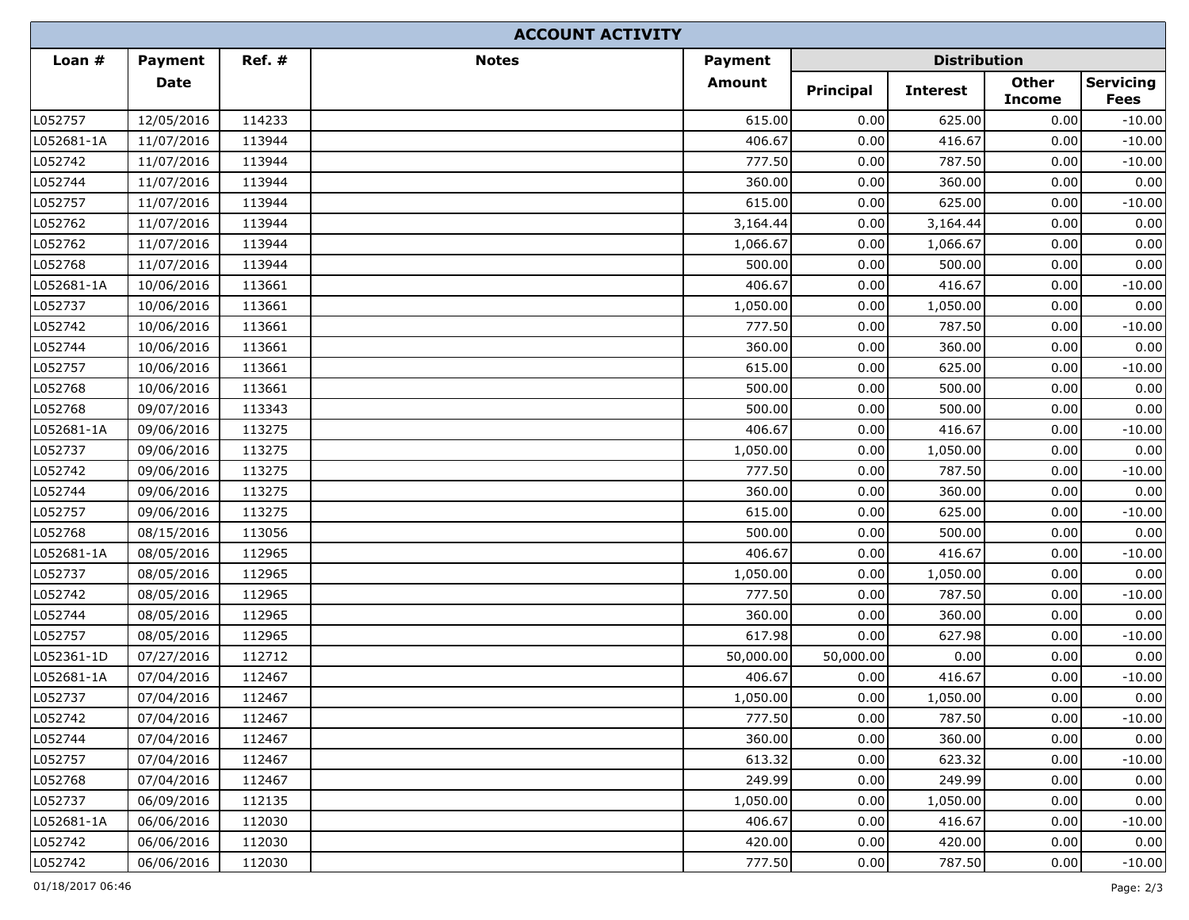## ACCOUNT ACTIVITY

| Loan # | Payment Date | Ref. # | Notes | Payment Amount | Distribution | | | |
|---|---|---|---|---|---|---|---|---|
| | | | | | Principal | Interest | Other Income | Servicing Fees |
| L052757 | 12/05/2016 | 114233 | | 615.00 | 0.00 | 625.00 | 0.00 | -10.00 |
| L052681-1A | 11/07/2016 | 113944 | | 406.67 | 0.00 | 416.67 | 0.00 | -10.00 |
| L052742 | 11/07/2016 | 113944 | | 777.50 | 0.00 | 787.50 | 0.00 | -10.00 |
| L052744 | 11/07/2016 | 113944 | | 360.00 | 0.00 | 360.00 | 0.00 | 0.00 |
| L052757 | 11/07/2016 | 113944 | | 615.00 | 0.00 | 625.00 | 0.00 | -10.00 |
| L052762 | 11/07/2016 | 113944 | | 3,164.44 | 0.00 | 3,164.44 | 0.00 | 0.00 |
| L052762 | 11/07/2016 | 113944 | | 1,066.67 | 0.00 | 1,066.67 | 0.00 | 0.00 |
| L052768 | 11/07/2016 | 113944 | | 500.00 | 0.00 | 500.00 | 0.00 | 0.00 |
| L052681-1A | 10/06/2016 | 113661 | | 406.67 | 0.00 | 416.67 | 0.00 | -10.00 |
| L052737 | 10/06/2016 | 113661 | | 1,050.00 | 0.00 | 1,050.00 | 0.00 | 0.00 |
| L052742 | 10/06/2016 | 113661 | | 777.50 | 0.00 | 787.50 | 0.00 | -10.00 |
| L052744 | 10/06/2016 | 113661 | | 360.00 | 0.00 | 360.00 | 0.00 | 0.00 |
| L052757 | 10/06/2016 | 113661 | | 615.00 | 0.00 | 625.00 | 0.00 | -10.00 |
| L052768 | 10/06/2016 | 113661 | | 500.00 | 0.00 | 500.00 | 0.00 | 0.00 |
| L052768 | 09/07/2016 | 113343 | | 500.00 | 0.00 | 500.00 | 0.00 | 0.00 |
| L052681-1A | 09/06/2016 | 113275 | | 406.67 | 0.00 | 416.67 | 0.00 | -10.00 |
| L052737 | 09/06/2016 | 113275 | | 1,050.00 | 0.00 | 1,050.00 | 0.00 | 0.00 |
| L052742 | 09/06/2016 | 113275 | | 777.50 | 0.00 | 787.50 | 0.00 | -10.00 |
| L052744 | 09/06/2016 | 113275 | | 360.00 | 0.00 | 360.00 | 0.00 | 0.00 |
| L052757 | 09/06/2016 | 113275 | | 615.00 | 0.00 | 625.00 | 0.00 | -10.00 |
| L052768 | 08/15/2016 | 113056 | | 500.00 | 0.00 | 500.00 | 0.00 | 0.00 |
| L052681-1A | 08/05/2016 | 112965 | | 406.67 | 0.00 | 416.67 | 0.00 | -10.00 |
| L052737 | 08/05/2016 | 112965 | | 1,050.00 | 0.00 | 1,050.00 | 0.00 | 0.00 |
| L052742 | 08/05/2016 | 112965 | | 777.50 | 0.00 | 787.50 | 0.00 | -10.00 |
| L052744 | 08/05/2016 | 112965 | | 360.00 | 0.00 | 360.00 | 0.00 | 0.00 |
| L052757 | 08/05/2016 | 112965 | | 617.98 | 0.00 | 627.98 | 0.00 | -10.00 |
| L052361-1D | 07/27/2016 | 112712 | | 50,000.00 | 50,000.00 | 0.00 | 0.00 | 0.00 |
| L052681-1A | 07/04/2016 | 112467 | | 406.67 | 0.00 | 416.67 | 0.00 | -10.00 |
| L052737 | 07/04/2016 | 112467 | | 1,050.00 | 0.00 | 1,050.00 | 0.00 | 0.00 |
| L052742 | 07/04/2016 | 112467 | | 777.50 | 0.00 | 787.50 | 0.00 | -10.00 |
| L052744 | 07/04/2016 | 112467 | | 360.00 | 0.00 | 360.00 | 0.00 | 0.00 |
| L052757 | 07/04/2016 | 112467 | | 613.32 | 0.00 | 623.32 | 0.00 | -10.00 |
| L052768 | 07/04/2016 | 112467 | | 249.99 | 0.00 | 249.99 | 0.00 | 0.00 |
| L052737 | 06/09/2016 | 112135 | | 1,050.00 | 0.00 | 1,050.00 | 0.00 | 0.00 |
| L052681-1A | 06/06/2016 | 112030 | | 406.67 | 0.00 | 416.67 | 0.00 | -10.00 |
| L052742 | 06/06/2016 | 112030 | | 420.00 | 0.00 | 420.00 | 0.00 | 0.00 |
| L052742 | 06/06/2016 | 112030 | | 777.50 | 0.00 | 787.50 | 0.00 | -10.00 |

01/18/2017 06:46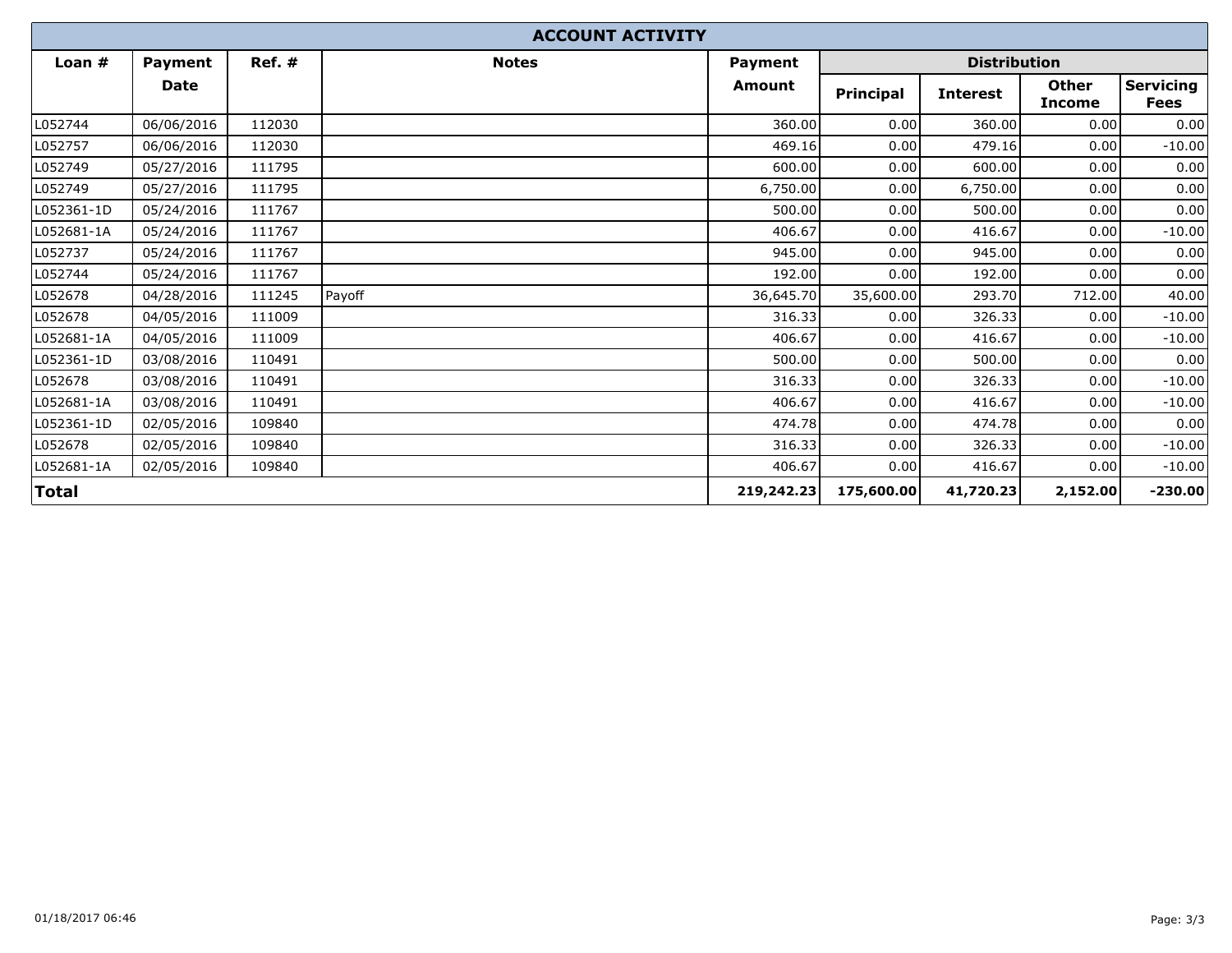## ACCOUNT ACTIVITY

| Loan # | Payment Date | Ref. # | Notes | Payment Amount | Distribution | | | |
|---|---|---|---|---|---|---|---|---|
| | | | | | Principal | Interest | Other Income | Servicing Fees |
| L052744 | 06/06/2016 | 112030 | | 360.00 | 0.00 | 360.00 | 0.00 | 0.00 |
| L052757 | 06/06/2016 | 112030 | | 469.16 | 0.00 | 479.16 | 0.00 | -10.00 |
| L052749 | 05/27/2016 | 111795 | | 600.00 | 0.00 | 600.00 | 0.00 | 0.00 |
| L052749 | 05/27/2016 | 111795 | | 6,750.00 | 0.00 | 6,750.00 | 0.00 | 0.00 |
| L052361-1D | 05/24/2016 | 111767 | | 500.00 | 0.00 | 500.00 | 0.00 | 0.00 |
| L052681-1A | 05/24/2016 | 111767 | | 406.67 | 0.00 | 416.67 | 0.00 | -10.00 |
| L052737 | 05/24/2016 | 111767 | | 945.00 | 0.00 | 945.00 | 0.00 | 0.00 |
| L052744 | 05/24/2016 | 111767 | | 192.00 | 0.00 | 192.00 | 0.00 | 0.00 |
| L052678 | 04/28/2016 | 111245 | Payoff | 36,645.70 | 35,600.00 | 293.70 | 712.00 | 40.00 |
| L052678 | 04/05/2016 | 111009 | | 316.33 | 0.00 | 326.33 | 0.00 | -10.00 |
| L052681-1A | 04/05/2016 | 111009 | | 406.67 | 0.00 | 416.67 | 0.00 | -10.00 |
| L052361-1D | 03/08/2016 | 110491 | | 500.00 | 0.00 | 500.00 | 0.00 | 0.00 |
| L052678 | 03/08/2016 | 110491 | | 316.33 | 0.00 | 326.33 | 0.00 | -10.00 |
| L052681-1A | 03/08/2016 | 110491 | | 406.67 | 0.00 | 416.67 | 0.00 | -10.00 |
| L052361-1D | 02/05/2016 | 109840 | | 474.78 | 0.00 | 474.78 | 0.00 | 0.00 |
| L052678 | 02/05/2016 | 109840 | | 316.33 | 0.00 | 326.33 | 0.00 | -10.00 |
| L052681-1A | 02/05/2016 | 109840 | | 406.67 | 0.00 | 416.67 | 0.00 | -10.00 |
| **Total** | | | | **219,242.23** | **175,600.00** | **41,720.23** | **2,152.00** | **-230.00** |

01/18/2017 06:46